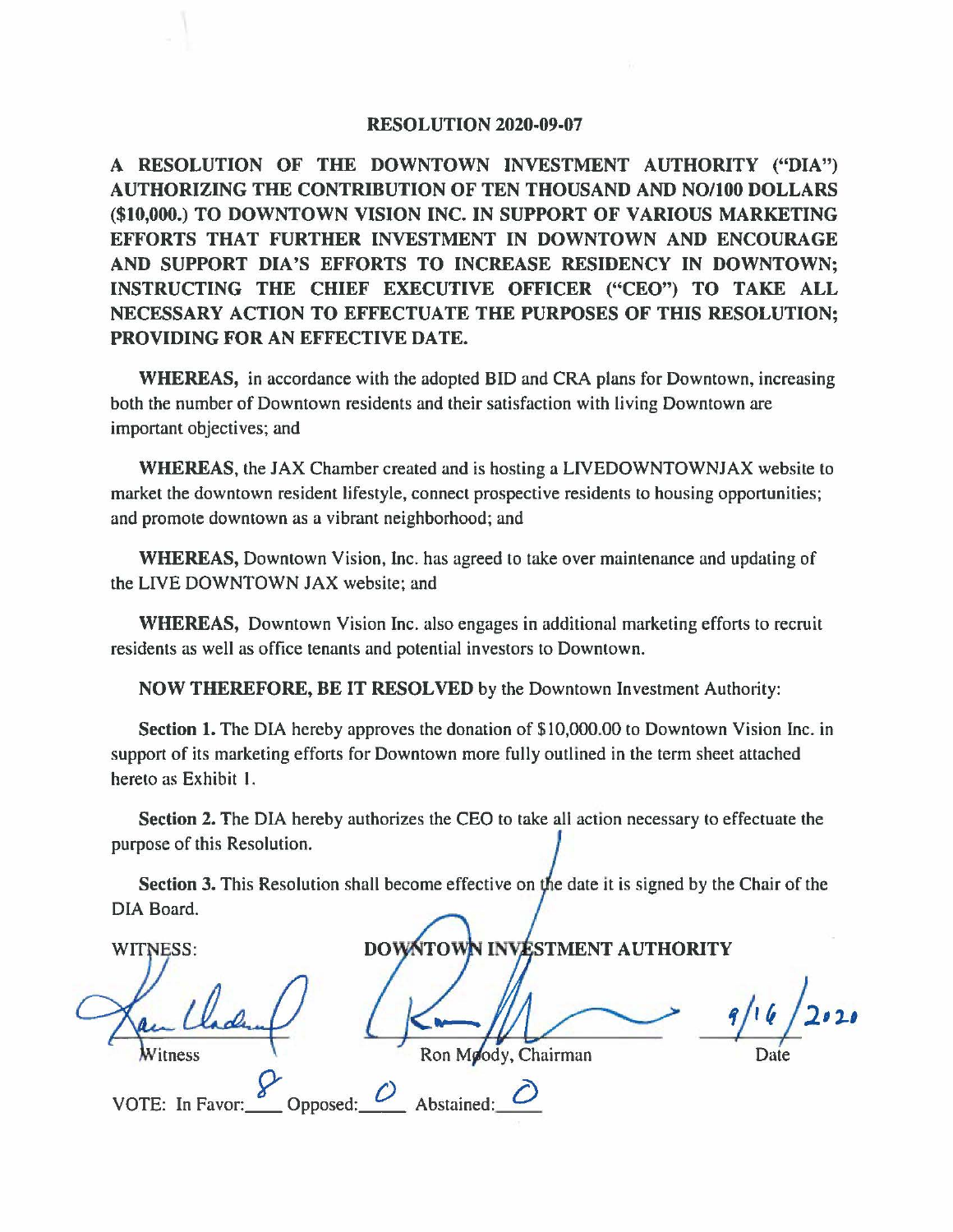# RESOLUTION 2020-09-07

**A RESOLUTION OF THE DOWNTOWN INVESTMENT AUTHORITY ("DIA") AUTHORIZING THE CONTRIBUTION OF TEN THOUSAND AND NO/100 DOLLARS ($10,000.) TO DOWNTOWN VISION INC. IN SUPPORT OF VARIOUS MARKETING EFFORTS THAT FURTHER INVESTMENT IN DOWNTOWN AND ENCOURAGE AND SUPPORT DIA'S EFFORTS TO INCREASE RESIDENCY IN DOWNTOWN; INSTRUCTING THE CHIEF EXECUTIVE OFFICER ("CEO") TO TAKE ALL NECESSARY ACTION TO EFFECTUATE THE PURPOSES OF THIS RESOLUTION; PROVIDING FOR AN EFFECTIVE DATE.**

**WHEREAS,** in accordance with the adopted BID and CRA plans for Downtown, increasing both the number of Downtown residents and their satisfaction with living Downtown are important objectives; and

**WHEREAS**, the JAX Chamber created and is hosting a LIVEDOWNTOWNJAX website to market the downtown resident lifestyle, connect prospective residents to housing opportunities; and promote downtown as a vibrant neighborhood; and

**WHEREAS,** Downtown Vision, Inc. has agreed to take over maintenance and updating of the LIVE DOWNTOWN JAX website; and

**WHEREAS,** Downtown Vision Inc. also engages in additional marketing efforts to recruit residents as well as office tenants and potential investors to Downtown.

**NOW THEREFORE, BE IT RESOLVED** by the Downtown Investment Authority:

**Section 1.** The DIA hereby approves the donation of $10,000.00 to Downtown Vision Inc. in support of its marketing efforts for Downtown more fully outlined in the term sheet attached hereto as Exhibit 1.

**Section 2.** The DIA hereby authorizes the CEO to take all action necessary to effectuate the purpose of this Resolution.

**Section 3.** This Resolution shall become effective on the date it is signed by the Chair of the DIA Board.

WITNESS: **DOWNTOWN INVESTMENT AUTHORITY**

Witness | Ron Moody, Chairman | 9/16/2020 Date

VOTE: In Favor: 8 Opposed: 0 Abstained: 0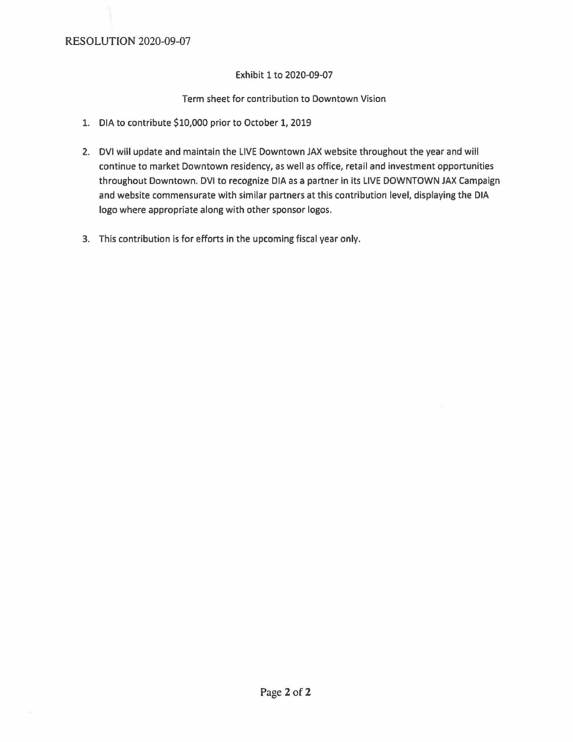# RESOLUTION 2020-09-07

Exhibit 1 to 2020-09-07

Term sheet for contribution to Downtown Vision

1. DIA to contribute $10,000 prior to October 1, 2019

2. DVI will update and maintain the LIVE Downtown JAX website throughout the year and will continue to market Downtown residency, as well as office, retail and investment opportunities throughout Downtown. DVI to recognize DIA as a partner in its LIVE DOWNTOWN JAX Campaign and website commensurate with similar partners at this contribution level, displaying the DIA logo where appropriate along with other sponsor logos.

3. This contribution is for efforts in the upcoming fiscal year only.